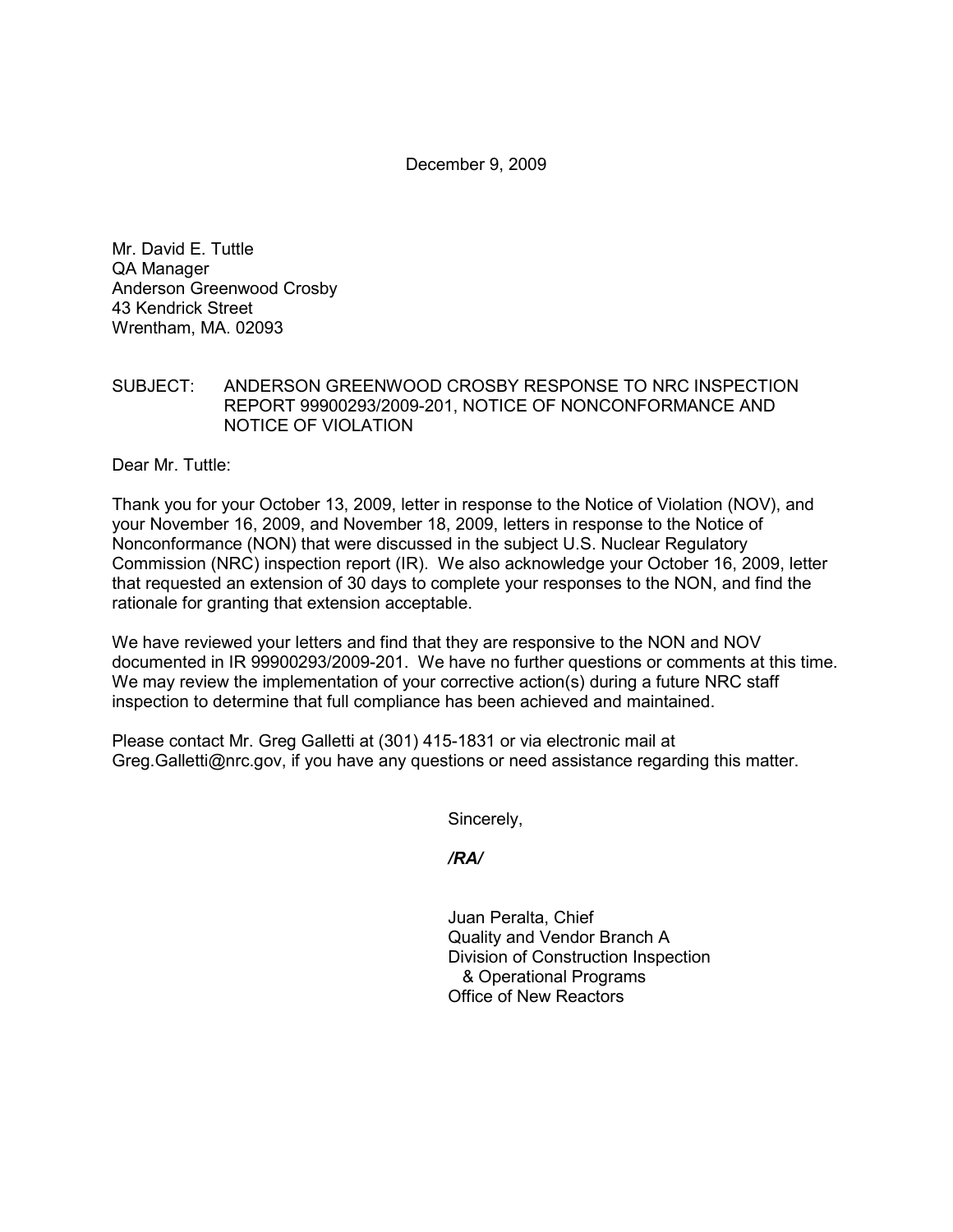December 9, 2009

Mr. David E. Tuttle
QA Manager
Anderson Greenwood Crosby
43 Kendrick Street
Wrentham, MA. 02093

SUBJECT: ANDERSON GREENWOOD CROSBY RESPONSE TO NRC INSPECTION REPORT 99900293/2009-201, NOTICE OF NONCONFORMANCE AND NOTICE OF VIOLATION

Dear Mr. Tuttle:

Thank you for your October 13, 2009, letter in response to the Notice of Violation (NOV), and your November 16, 2009, and November 18, 2009, letters in response to the Notice of Nonconformance (NON) that were discussed in the subject U.S. Nuclear Regulatory Commission (NRC) inspection report (IR). We also acknowledge your October 16, 2009, letter that requested an extension of 30 days to complete your responses to the NON, and find the rationale for granting that extension acceptable.

We have reviewed your letters and find that they are responsive to the NON and NOV documented in IR 99900293/2009-201. We have no further questions or comments at this time. We may review the implementation of your corrective action(s) during a future NRC staff inspection to determine that full compliance has been achieved and maintained.

Please contact Mr. Greg Galletti at (301) 415-1831 or via electronic mail at Greg.Galletti@nrc.gov, if you have any questions or need assistance regarding this matter.

Sincerely,

*/RA/*

Juan Peralta, Chief
Quality and Vendor Branch A
Division of Construction Inspection
& Operational Programs
Office of New Reactors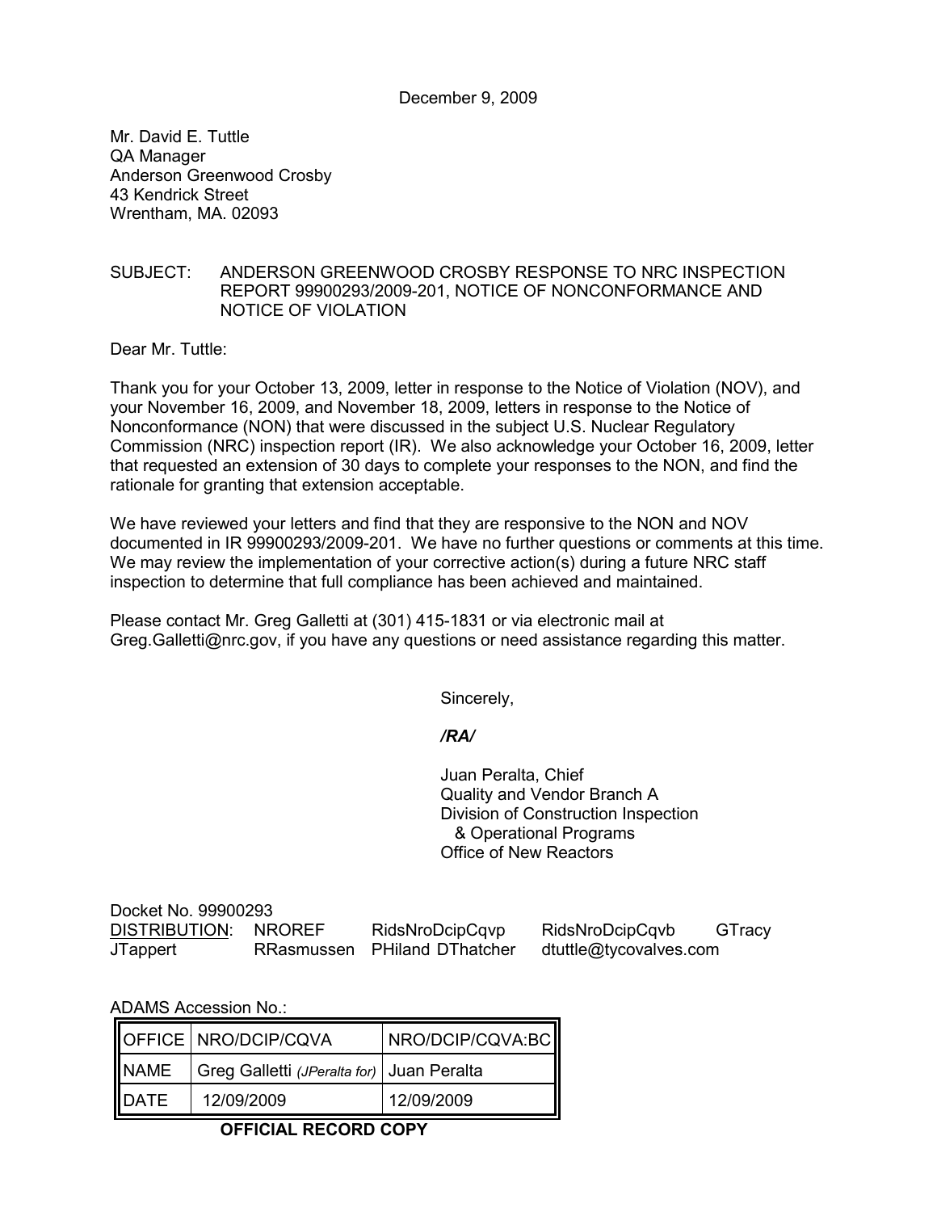December 9, 2009

Mr. David E. Tuttle
QA Manager
Anderson Greenwood Crosby
43 Kendrick Street
Wrentham, MA. 02093

SUBJECT: ANDERSON GREENWOOD CROSBY RESPONSE TO NRC INSPECTION REPORT 99900293/2009-201, NOTICE OF NONCONFORMANCE AND NOTICE OF VIOLATION

Dear Mr. Tuttle:

Thank you for your October 13, 2009, letter in response to the Notice of Violation (NOV), and your November 16, 2009, and November 18, 2009, letters in response to the Notice of Nonconformance (NON) that were discussed in the subject U.S. Nuclear Regulatory Commission (NRC) inspection report (IR). We also acknowledge your October 16, 2009, letter that requested an extension of 30 days to complete your responses to the NON, and find the rationale for granting that extension acceptable.

We have reviewed your letters and find that they are responsive to the NON and NOV documented in IR 99900293/2009-201. We have no further questions or comments at this time. We may review the implementation of your corrective action(s) during a future NRC staff inspection to determine that full compliance has been achieved and maintained.

Please contact Mr. Greg Galletti at (301) 415-1831 or via electronic mail at Greg.Galletti@nrc.gov, if you have any questions or need assistance regarding this matter.

Sincerely,

***/RA/***

Juan Peralta, Chief
Quality and Vendor Branch A
Division of Construction Inspection
& Operational Programs
Office of New Reactors

Docket No. 99900293
DISTRIBUTION: NROREF RidsNroDcipCqvp RidsNroDcipCqvb GTracy
JTappert RRasmussen PHiland DThatcher dtuttle@tycovalves.com

ADAMS Accession No.:

| | | |
|---|---|---|
| OFFICE | NRO/DCIP/CQVA | NRO/DCIP/CQVA:BC |
| NAME | Greg Galletti *(JPeralta for)* | Juan Peralta |
| DATE | 12/09/2009 | 12/09/2009 |

**OFFICIAL RECORD COPY**